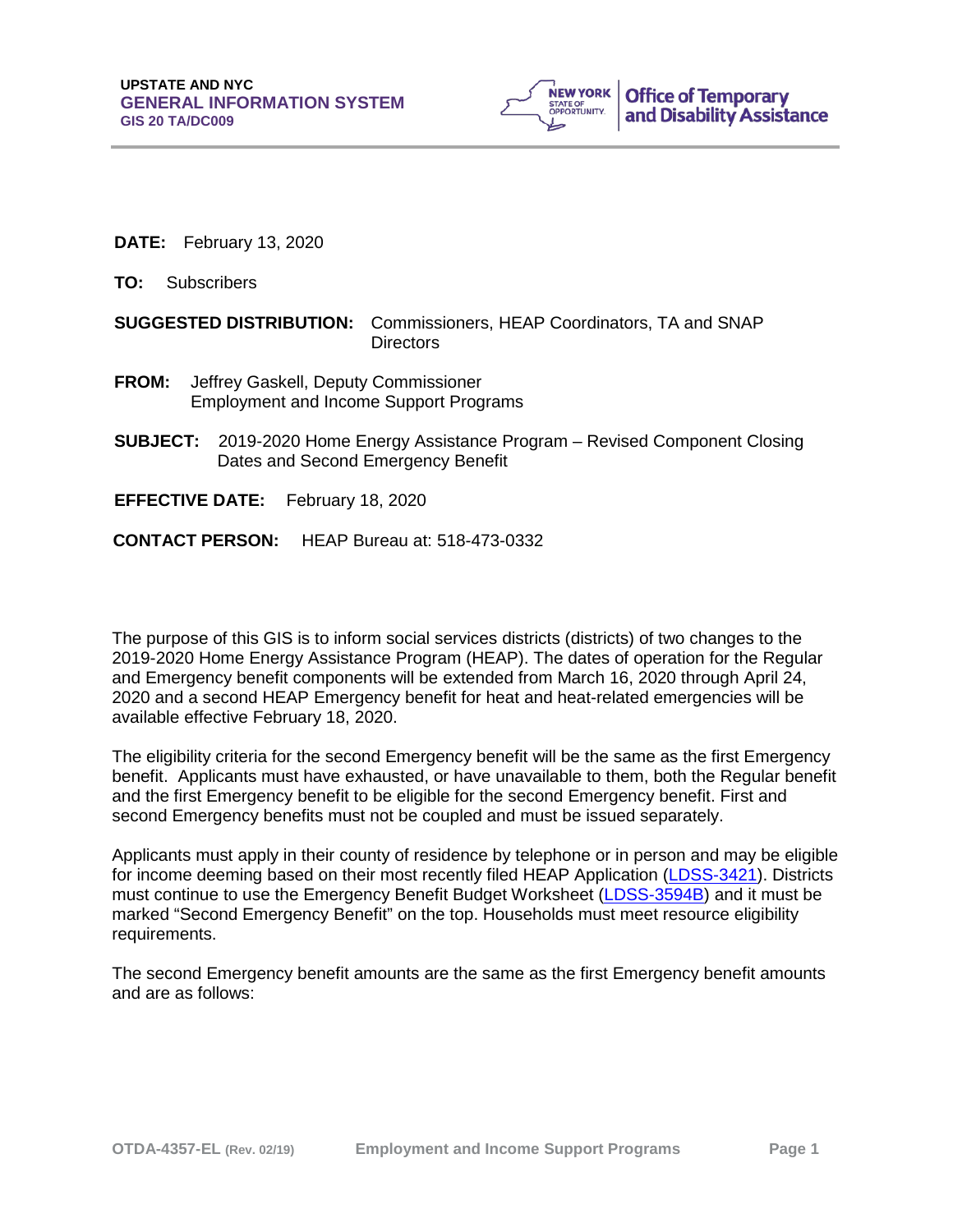UPSTATE AND NYC
**GENERAL INFORMATION SYSTEM**
**GIS 20 TA/DC009**

**DATE:** February 13, 2020

**TO:** Subscribers

**SUGGESTED DISTRIBUTION:** Commissioners, HEAP Coordinators, TA and SNAP Directors

**FROM:** Jeffrey Gaskell, Deputy Commissioner
Employment and Income Support Programs

**SUBJECT:** 2019-2020 Home Energy Assistance Program – Revised Component Closing Dates and Second Emergency Benefit

**EFFECTIVE DATE:** February 18, 2020

**CONTACT PERSON:** HEAP Bureau at: 518-473-0332

The purpose of this GIS is to inform social services districts (districts) of two changes to the 2019-2020 Home Energy Assistance Program (HEAP). The dates of operation for the Regular and Emergency benefit components will be extended from March 16, 2020 through April 24, 2020 and a second HEAP Emergency benefit for heat and heat-related emergencies will be available effective February 18, 2020.

The eligibility criteria for the second Emergency benefit will be the same as the first Emergency benefit. Applicants must have exhausted, or have unavailable to them, both the Regular benefit and the first Emergency benefit to be eligible for the second Emergency benefit. First and second Emergency benefits must not be coupled and must be issued separately.

Applicants must apply in their county of residence by telephone or in person and may be eligible for income deeming based on their most recently filed HEAP Application (LDSS-3421). Districts must continue to use the Emergency Benefit Budget Worksheet (LDSS-3594B) and it must be marked "Second Emergency Benefit" on the top. Households must meet resource eligibility requirements.

The second Emergency benefit amounts are the same as the first Emergency benefit amounts and are as follows: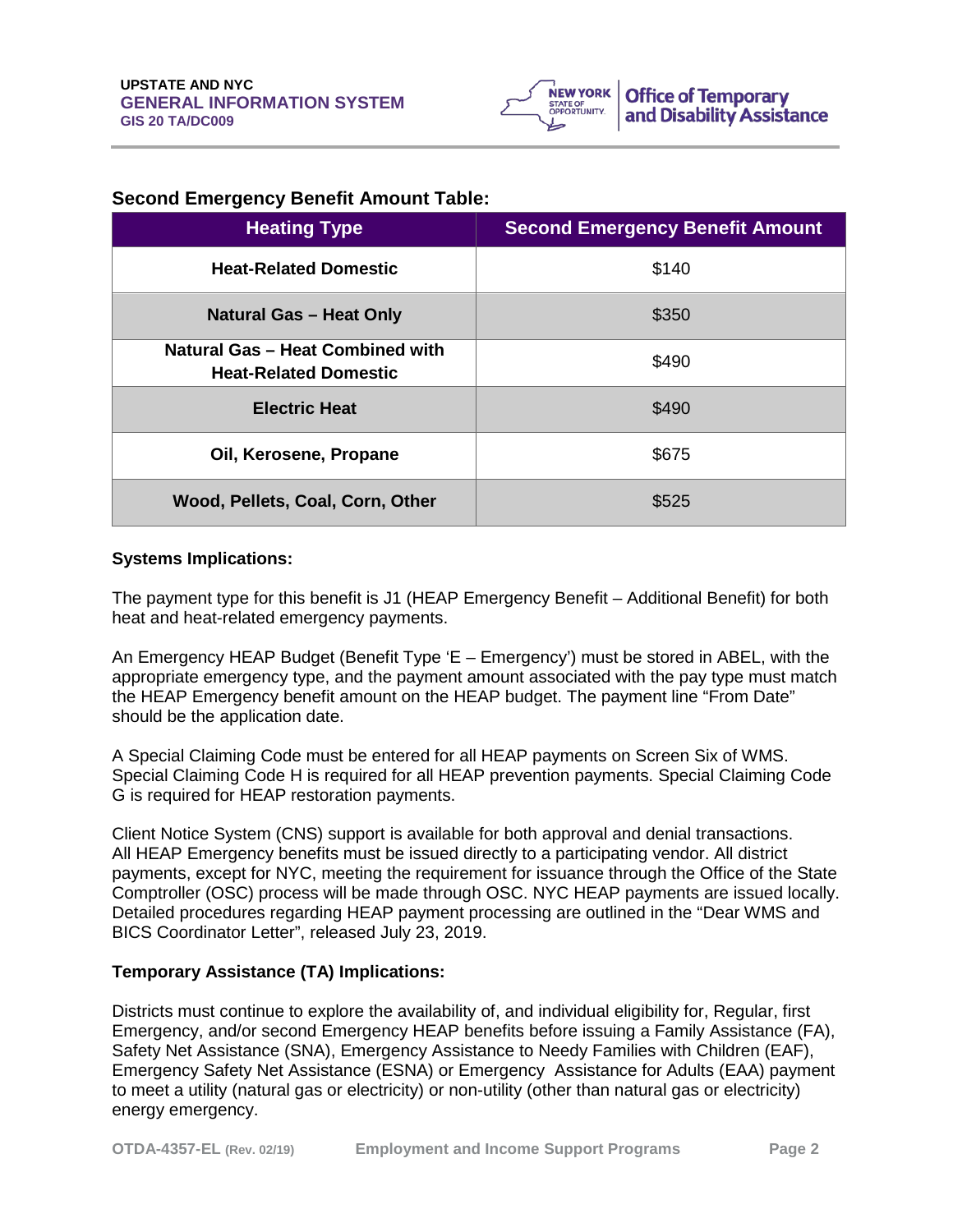### Second Emergency Benefit Amount Table:

| Heating Type | Second Emergency Benefit Amount |
|---|---|
| **Heat-Related Domestic** | $140 |
| **Natural Gas – Heat Only** | $350 |
| **Natural Gas – Heat Combined with Heat-Related Domestic** | $490 |
| **Electric Heat** | $490 |
| **Oil, Kerosene, Propane** | $675 |
| **Wood, Pellets, Coal, Corn, Other** | $525 |

### Systems Implications:

The payment type for this benefit is J1 (HEAP Emergency Benefit – Additional Benefit) for both heat and heat-related emergency payments.

An Emergency HEAP Budget (Benefit Type 'E – Emergency') must be stored in ABEL, with the appropriate emergency type, and the payment amount associated with the pay type must match the HEAP Emergency benefit amount on the HEAP budget. The payment line "From Date" should be the application date.

A Special Claiming Code must be entered for all HEAP payments on Screen Six of WMS. Special Claiming Code H is required for all HEAP prevention payments. Special Claiming Code G is required for HEAP restoration payments.

Client Notice System (CNS) support is available for both approval and denial transactions. All HEAP Emergency benefits must be issued directly to a participating vendor. All district payments, except for NYC, meeting the requirement for issuance through the Office of the State Comptroller (OSC) process will be made through OSC. NYC HEAP payments are issued locally. Detailed procedures regarding HEAP payment processing are outlined in the "Dear WMS and BICS Coordinator Letter", released July 23, 2019.

### Temporary Assistance (TA) Implications:

Districts must continue to explore the availability of, and individual eligibility for, Regular, first Emergency, and/or second Emergency HEAP benefits before issuing a Family Assistance (FA), Safety Net Assistance (SNA), Emergency Assistance to Needy Families with Children (EAF), Emergency Safety Net Assistance (ESNA) or Emergency Assistance for Adults (EAA) payment to meet a utility (natural gas or electricity) or non-utility (other than natural gas or electricity) energy emergency.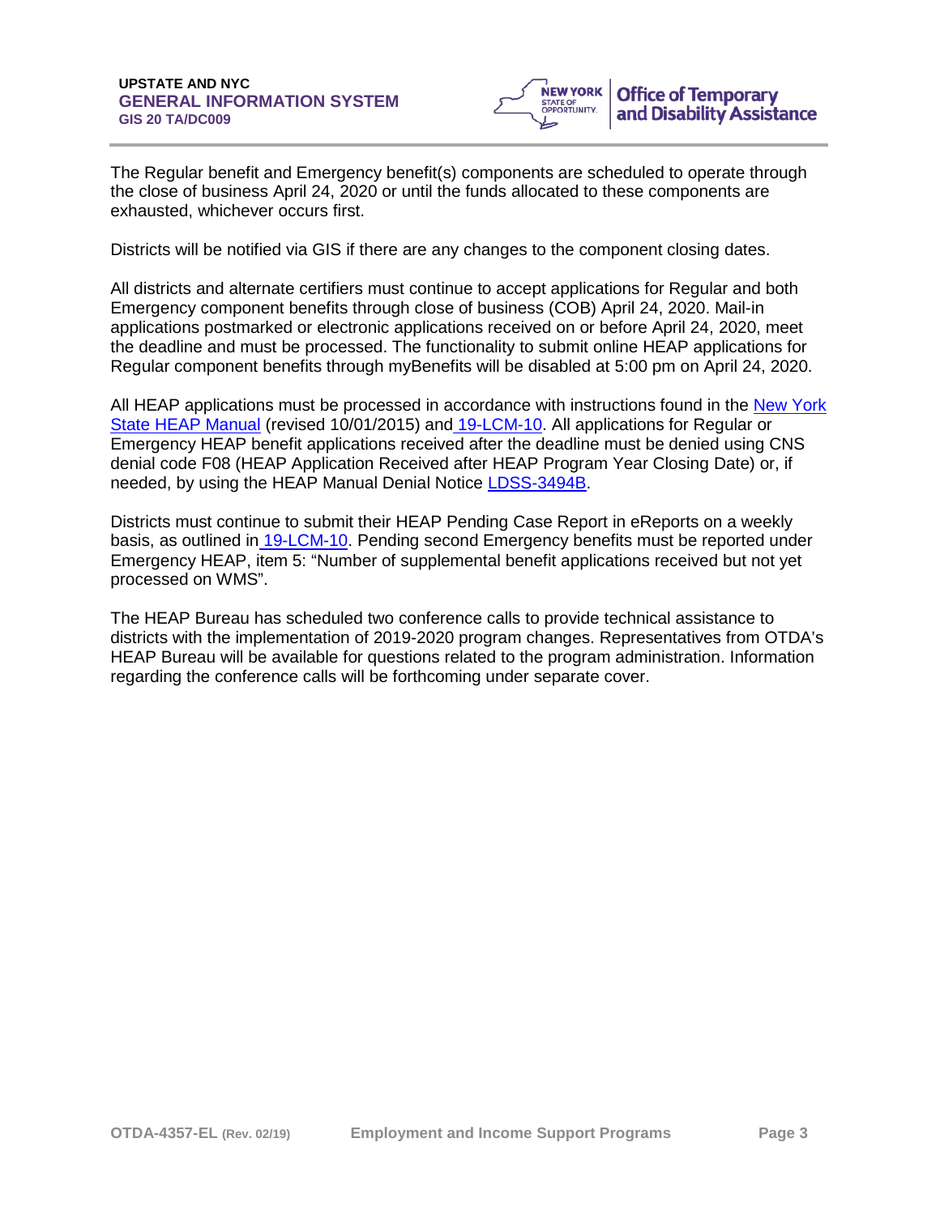The Regular benefit and Emergency benefit(s) components are scheduled to operate through the close of business April 24, 2020 or until the funds allocated to these components are exhausted, whichever occurs first.

Districts will be notified via GIS if there are any changes to the component closing dates.

All districts and alternate certifiers must continue to accept applications for Regular and both Emergency component benefits through close of business (COB) April 24, 2020. Mail-in applications postmarked or electronic applications received on or before April 24, 2020, meet the deadline and must be processed. The functionality to submit online HEAP applications for Regular component benefits through myBenefits will be disabled at 5:00 pm on April 24, 2020.

All HEAP applications must be processed in accordance with instructions found in the New York State HEAP Manual (revised 10/01/2015) and 19-LCM-10. All applications for Regular or Emergency HEAP benefit applications received after the deadline must be denied using CNS denial code F08 (HEAP Application Received after HEAP Program Year Closing Date) or, if needed, by using the HEAP Manual Denial Notice LDSS-3494B.

Districts must continue to submit their HEAP Pending Case Report in eReports on a weekly basis, as outlined in 19-LCM-10. Pending second Emergency benefits must be reported under Emergency HEAP, item 5: "Number of supplemental benefit applications received but not yet processed on WMS".

The HEAP Bureau has scheduled two conference calls to provide technical assistance to districts with the implementation of 2019-2020 program changes. Representatives from OTDA's HEAP Bureau will be available for questions related to the program administration. Information regarding the conference calls will be forthcoming under separate cover.